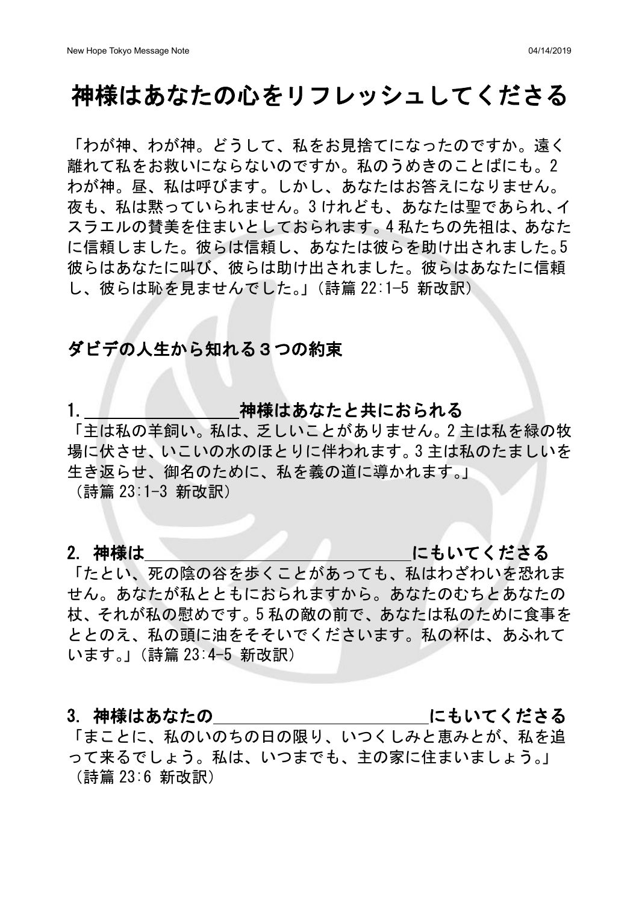# 神様はあなたの心をリフレッシュしてくださる

「わが神、わが神。どうして、私をお見捨てになったのですか。遠く離れて私をお救いにならないのですか。私のうめきのことばにも。2 わが神。昼、私は呼びます。しかし、あなたはお答えになりません。夜も、私は黙っていられません。3 けれども、あなたは聖であられ、イスラエルの賛美を住まいとしておられます。4 私たちの先祖は、あなたに信頼しました。彼らは信頼し、あなたは彼らを助け出されました。5 彼らはあなたに叫び、彼らは助け出されました。彼らはあなたに信頼し、彼らは恥を見ませんでした。」（詩篇 22:1-5 新改訳）

## ダビデの人生から知れる３つの約束

### 1. ________________神様はあなたと共におられる

「主は私の羊飼い。私は、乏しいことがありません。2 主は私を緑の牧場に伏させ、いこいの水のほとりに伴われます。3 主は私のたましいを生き返らせ、御名のために、私を義の道に導かれます。」（詩篇 23:1-3 新改訳）

### 2. 神様は______________________________にもいてくださる

「たとい、死の陰の谷を歩くことがあっても、私はわざわいを恐れません。あなたが私とともにおられますから。あなたのむちとあなたの杖、それが私の慰めです。5 私の敵の前で、あなたは私のために食事をととのえ、私の頭に油をそそいでくださいます。私の杯は、あふれています。」（詩篇 23:4-5 新改訳）

### 3. 神様はあなたの________________________にもいてくださる

「まことに、私のいのちの日の限り、いつくしみと恵みとが、私を追って来るでしょう。私は、いつまでも、主の家に住まいましょう。」（詩篇 23:6 新改訳）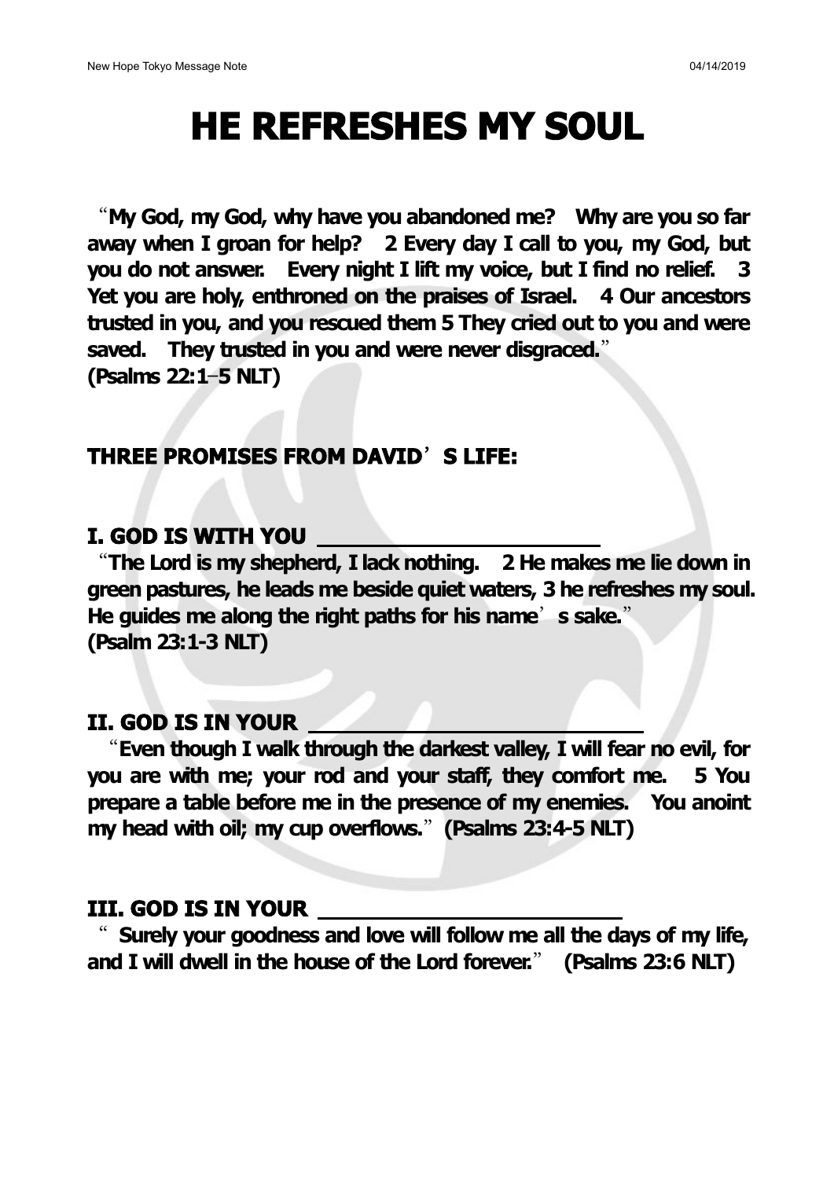# HE REFRESHES MY SOUL

**"My God, my God, why have you abandoned me? Why are you so far away when I groan for help? 2 Every day I call to you, my God, but you do not answer. Every night I lift my voice, but I find no relief. 3 Yet you are holy, enthroned on the praises of Israel. 4 Our ancestors trusted in you, and you rescued them 5 They cried out to you and were saved. They trusted in you and were never disgraced."**
**(Psalms 22:1–5 NLT)**

## THREE PROMISES FROM DAVID'S LIFE:

### I. GOD IS WITH YOU ________________

**"The Lord is my shepherd, I lack nothing. 2 He makes me lie down in green pastures, he leads me beside quiet waters, 3 he refreshes my soul. He guides me along the right paths for his name's sake."**
**(Psalm 23:1-3 NLT)**

### II. GOD IS IN YOUR ________________

**"Even though I walk through the darkest valley, I will fear no evil, for you are with me; your rod and your staff, they comfort me. 5 You prepare a table before me in the presence of my enemies. You anoint my head with oil; my cup overflows." (Psalms 23:4-5 NLT)**

### III. GOD IS IN YOUR ________________

**" Surely your goodness and love will follow me all the days of my life, and I will dwell in the house of the Lord forever." (Psalms 23:6 NLT)**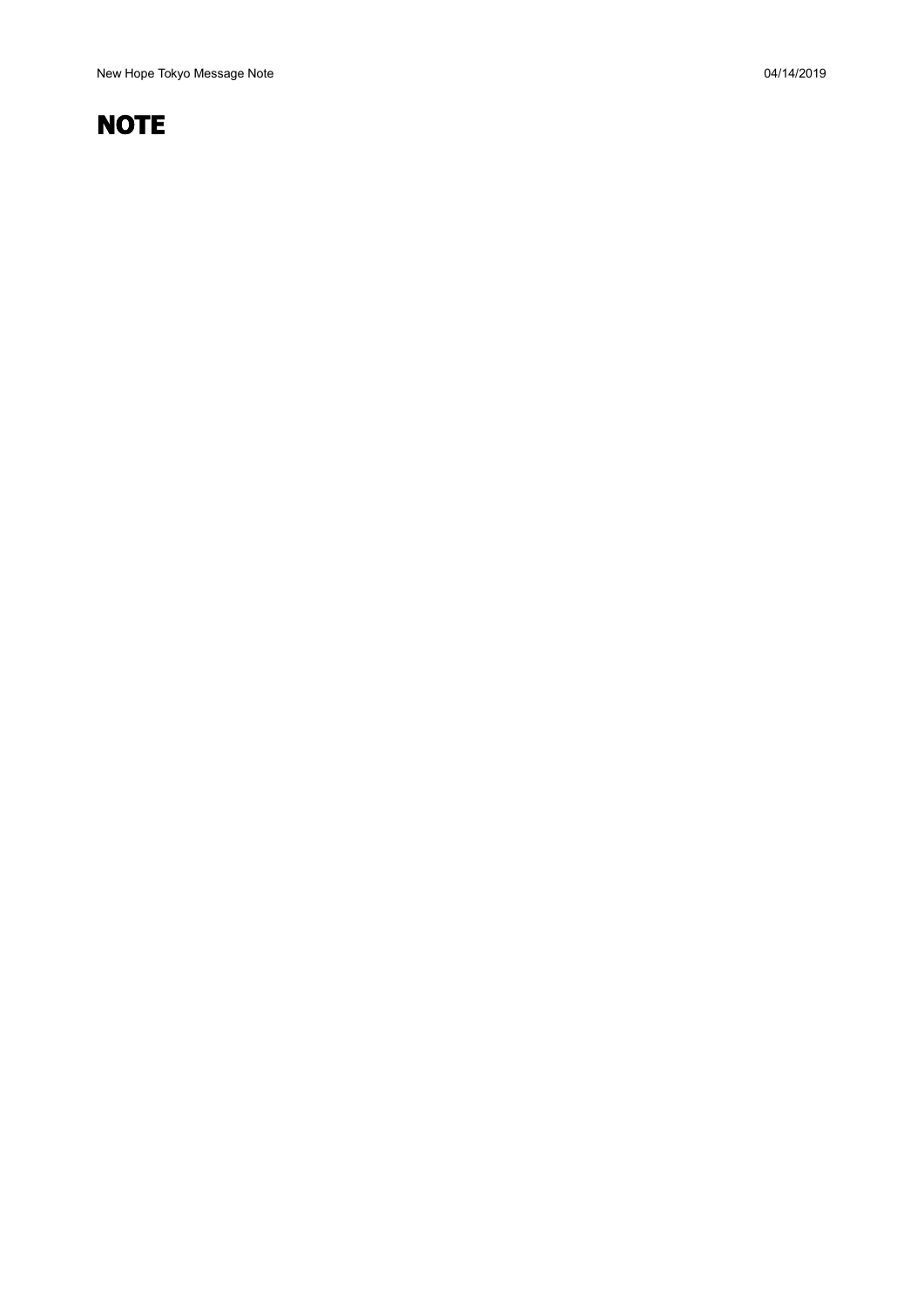# NOTE